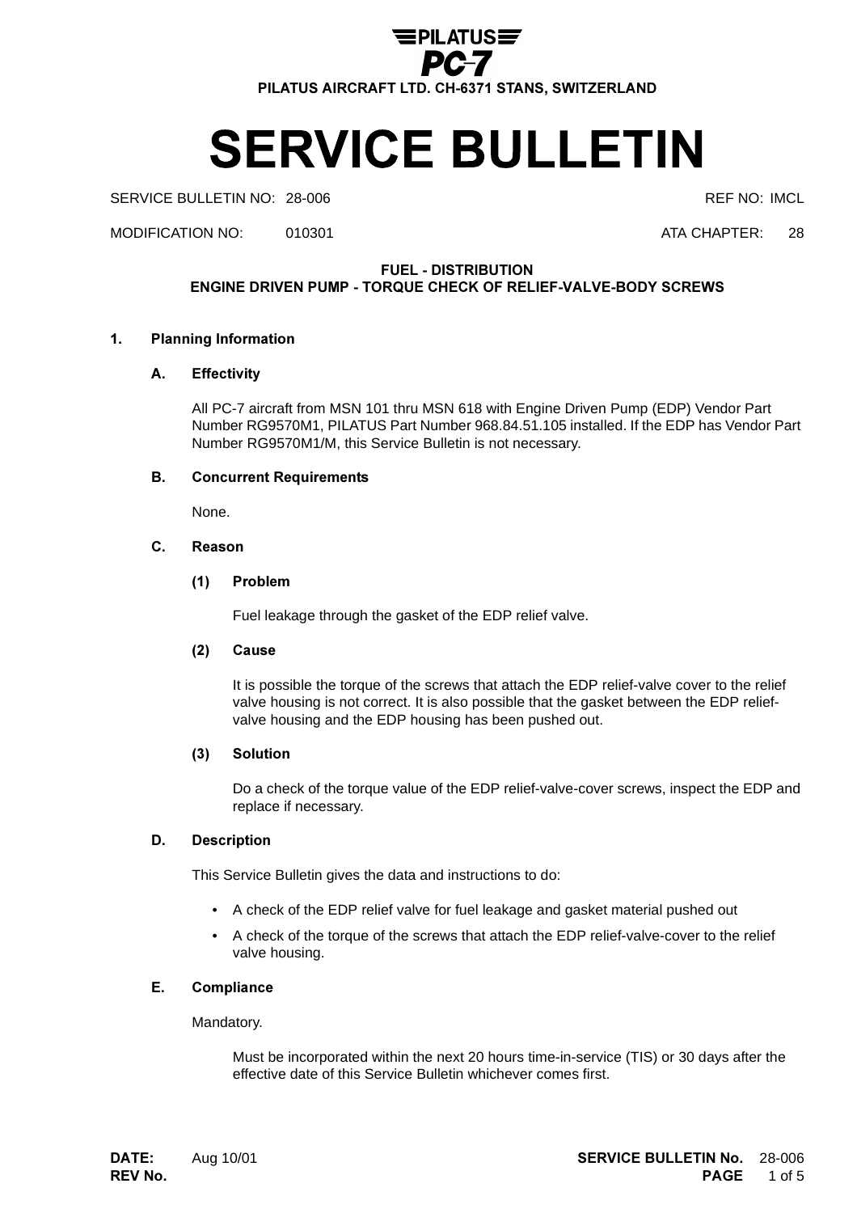PILATUS
PC-7

PILATUS AIRCRAFT LTD. CH-6371 STANS, SWITZERLAND

# SERVICE BULLETIN

SERVICE BULLETIN NO: 28-006 REF NO: IMCL

MODIFICATION NO: 010301 ATA CHAPTER: 28

**FUEL - DISTRIBUTION**
**ENGINE DRIVEN PUMP - TORQUE CHECK OF RELIEF-VALVE-BODY SCREWS**

## 1. Planning Information

### A. Effectivity

All PC-7 aircraft from MSN 101 thru MSN 618 with Engine Driven Pump (EDP) Vendor Part Number RG9570M1, PILATUS Part Number 968.84.51.105 installed. If the EDP has Vendor Part Number RG9570M1/M, this Service Bulletin is not necessary.

### B. Concurrent Requirements

None.

### C. Reason

#### (1) Problem

Fuel leakage through the gasket of the EDP relief valve.

#### (2) Cause

It is possible the torque of the screws that attach the EDP relief-valve cover to the relief valve housing is not correct. It is also possible that the gasket between the EDP relief-valve housing and the EDP housing has been pushed out.

#### (3) Solution

Do a check of the torque value of the EDP relief-valve-cover screws, inspect the EDP and replace if necessary.

### D. Description

This Service Bulletin gives the data and instructions to do:

- A check of the EDP relief valve for fuel leakage and gasket material pushed out
- A check of the torque of the screws that attach the EDP relief-valve-cover to the relief valve housing.

### E. Compliance

Mandatory.

Must be incorporated within the next 20 hours time-in-service (TIS) or 30 days after the effective date of this Service Bulletin whichever comes first.

**DATE:** Aug 10/01
**REV No.**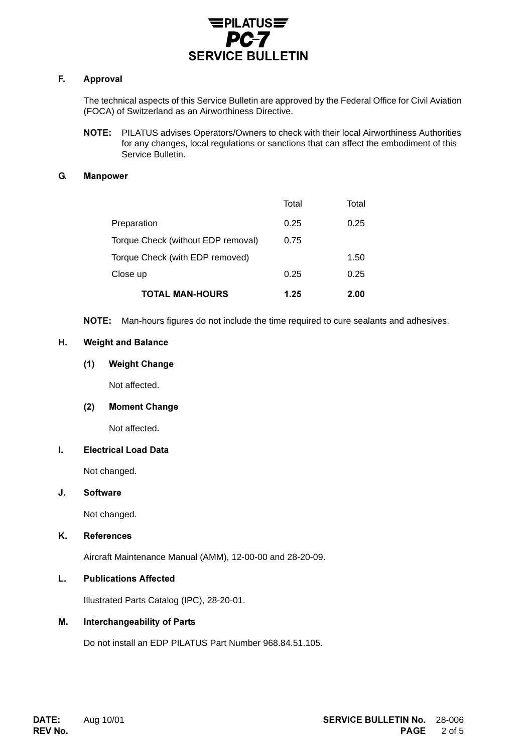### F. Approval

The technical aspects of this Service Bulletin are approved by the Federal Office for Civil Aviation (FOCA) of Switzerland as an Airworthiness Directive.

**NOTE:** PILATUS advises Operators/Owners to check with their local Airworthiness Authorities for any changes, local regulations or sanctions that can affect the embodiment of this Service Bulletin.

### G. Manpower

| | Total | Total |
|---|---|---|
| Preparation | 0.25 | 0.25 |
| Torque Check (without EDP removal) | 0.75 | |
| Torque Check (with EDP removed) | | 1.50 |
| Close up | 0.25 | 0.25 |
| **TOTAL MAN-HOURS** | **1.25** | **2.00** |

**NOTE:** Man-hours figures do not include the time required to cure sealants and adhesives.

### H. Weight and Balance

#### (1) Weight Change

Not affected.

#### (2) Moment Change

Not affected.

### I. Electrical Load Data

Not changed.

### J. Software

Not changed.

### K. References

Aircraft Maintenance Manual (AMM), 12-00-00 and 28-20-09.

### L. Publications Affected

Illustrated Parts Catalog (IPC), 28-20-01.

### M. Interchangeability of Parts

Do not install an EDP PILATUS Part Number 968.84.51.105.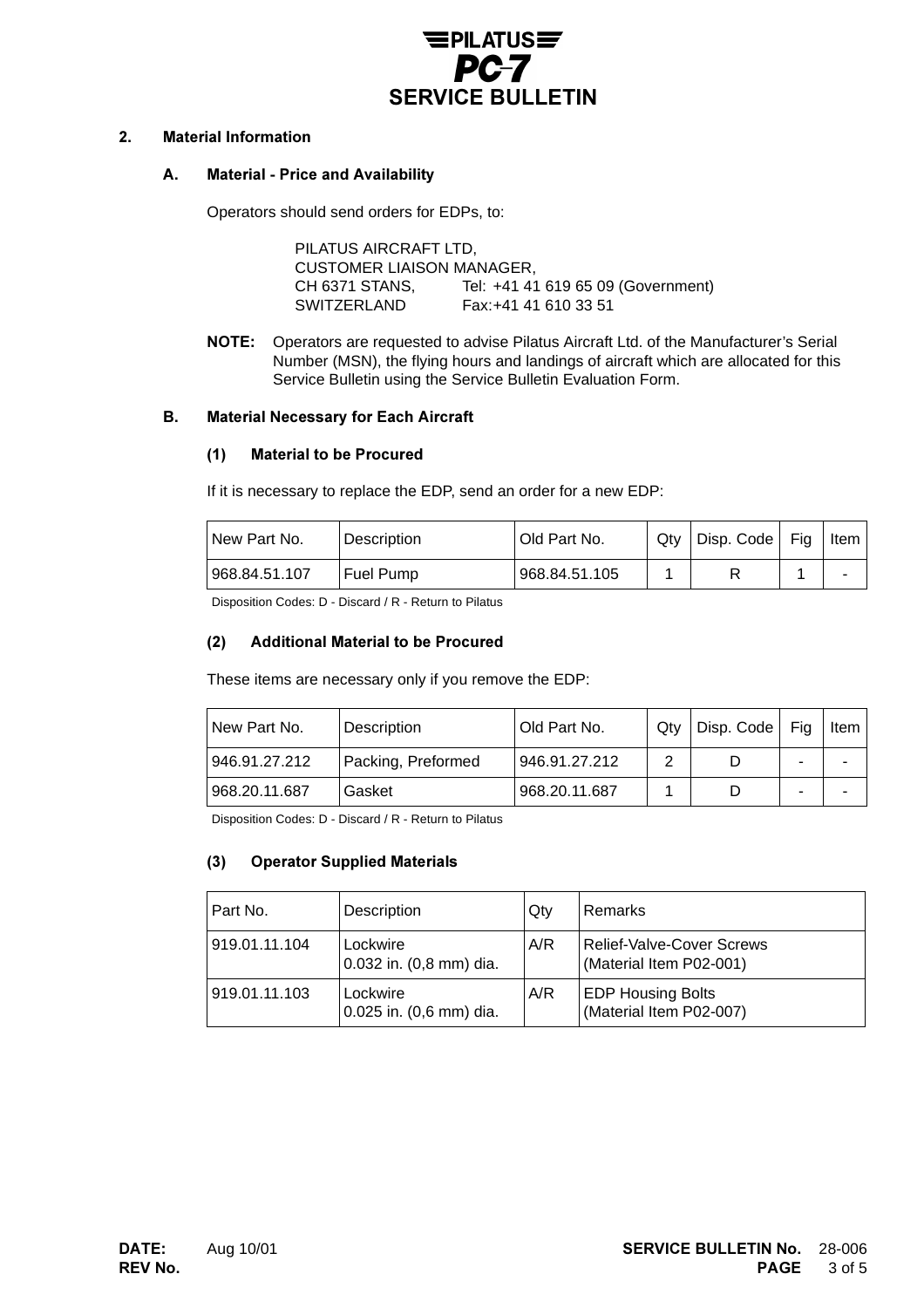## 2. Material Information

### A. Material - Price and Availability

Operators should send orders for EDPs, to:

PILATUS AIRCRAFT LTD,
CUSTOMER LIAISON MANAGER,
CH 6371 STANS, Tel: +41 41 619 65 09 (Government)
SWITZERLAND Fax:+41 41 610 33 51

**NOTE:** Operators are requested to advise Pilatus Aircraft Ltd. of the Manufacturer's Serial Number (MSN), the flying hours and landings of aircraft which are allocated for this Service Bulletin using the Service Bulletin Evaluation Form.

### B. Material Necessary for Each Aircraft

#### (1) Material to be Procured

If it is necessary to replace the EDP, send an order for a new EDP:

| New Part No. | Description | Old Part No. | Qty | Disp. Code | Fig | Item |
|---|---|---|---|---|---|---|
| 968.84.51.107 | Fuel Pump | 968.84.51.105 | 1 | R | 1 | - |

Disposition Codes: D - Discard / R - Return to Pilatus

#### (2) Additional Material to be Procured

These items are necessary only if you remove the EDP:

| New Part No. | Description | Old Part No. | Qty | Disp. Code | Fig | Item |
|---|---|---|---|---|---|---|
| 946.91.27.212 | Packing, Preformed | 946.91.27.212 | 2 | D | - | - |
| 968.20.11.687 | Gasket | 968.20.11.687 | 1 | D | - | - |

Disposition Codes: D - Discard / R - Return to Pilatus

#### (3) Operator Supplied Materials

| Part No. | Description | Qty | Remarks |
|---|---|---|---|
| 919.01.11.104 | Lockwire 0.032 in. (0,8 mm) dia. | A/R | Relief-Valve-Cover Screws (Material Item P02-001) |
| 919.01.11.103 | Lockwire 0.025 in. (0,6 mm) dia. | A/R | EDP Housing Bolts (Material Item P02-007) |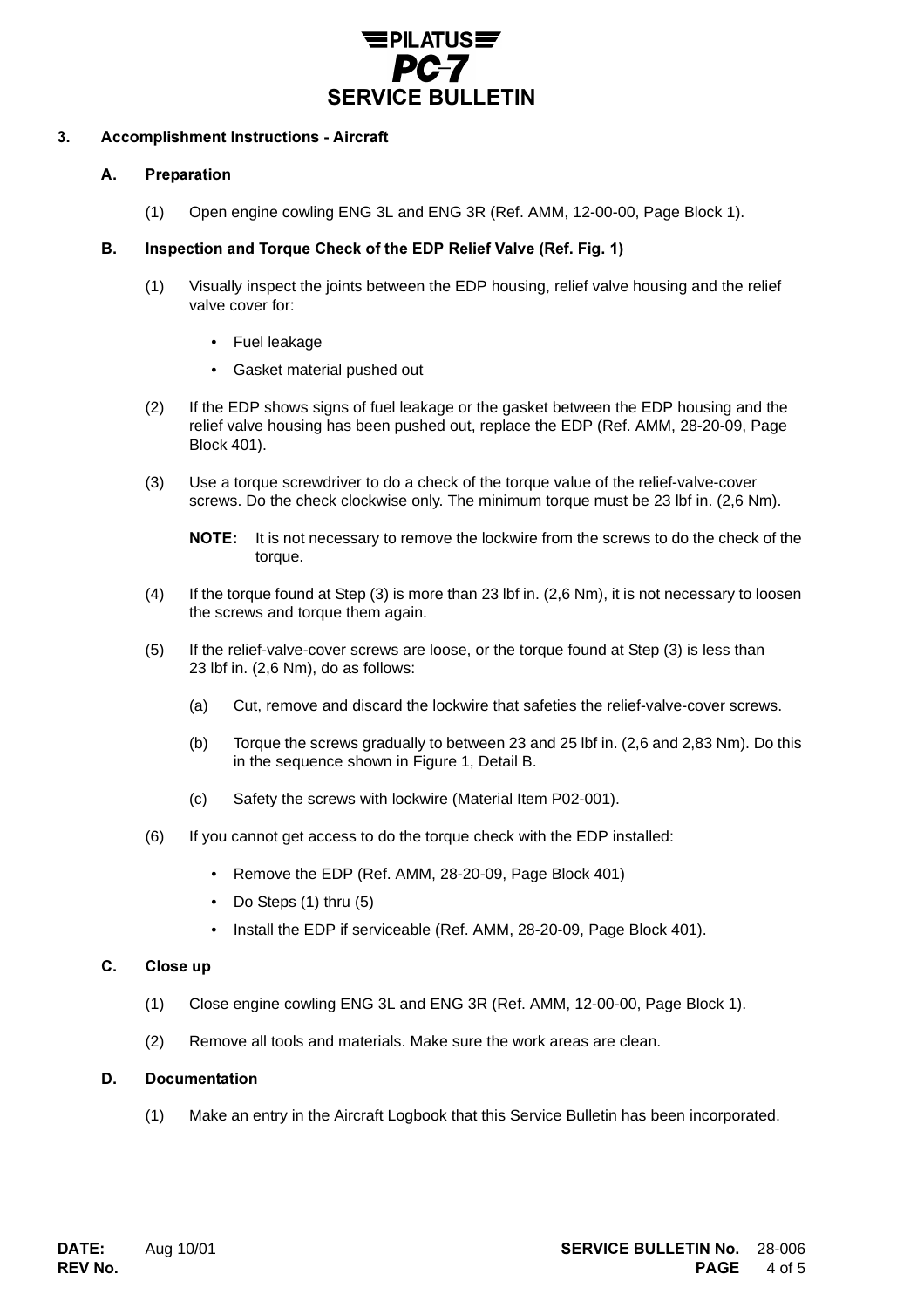## 3. Accomplishment Instructions - Aircraft

### A. Preparation

(1) Open engine cowling ENG 3L and ENG 3R (Ref. AMM, 12-00-00, Page Block 1).

### B. Inspection and Torque Check of the EDP Relief Valve (Ref. Fig. 1)

(1) Visually inspect the joints between the EDP housing, relief valve housing and the relief valve cover for:

- Fuel leakage
- Gasket material pushed out

(2) If the EDP shows signs of fuel leakage or the gasket between the EDP housing and the relief valve housing has been pushed out, replace the EDP (Ref. AMM, 28-20-09, Page Block 401).

(3) Use a torque screwdriver to do a check of the torque value of the relief-valve-cover screws. Do the check clockwise only. The minimum torque must be 23 lbf in. (2,6 Nm).

**NOTE:** It is not necessary to remove the lockwire from the screws to do the check of the torque.

(4) If the torque found at Step (3) is more than 23 lbf in. (2,6 Nm), it is not necessary to loosen the screws and torque them again.

(5) If the relief-valve-cover screws are loose, or the torque found at Step (3) is less than 23 lbf in. (2,6 Nm), do as follows:

(a) Cut, remove and discard the lockwire that safeties the relief-valve-cover screws.

(b) Torque the screws gradually to between 23 and 25 lbf in. (2,6 and 2,83 Nm). Do this in the sequence shown in Figure 1, Detail B.

(c) Safety the screws with lockwire (Material Item P02-001).

(6) If you cannot get access to do the torque check with the EDP installed:

- Remove the EDP (Ref. AMM, 28-20-09, Page Block 401)
- Do Steps (1) thru (5)
- Install the EDP if serviceable (Ref. AMM, 28-20-09, Page Block 401).

### C. Close up

(1) Close engine cowling ENG 3L and ENG 3R (Ref. AMM, 12-00-00, Page Block 1).

(2) Remove all tools and materials. Make sure the work areas are clean.

### D. Documentation

(1) Make an entry in the Aircraft Logbook that this Service Bulletin has been incorporated.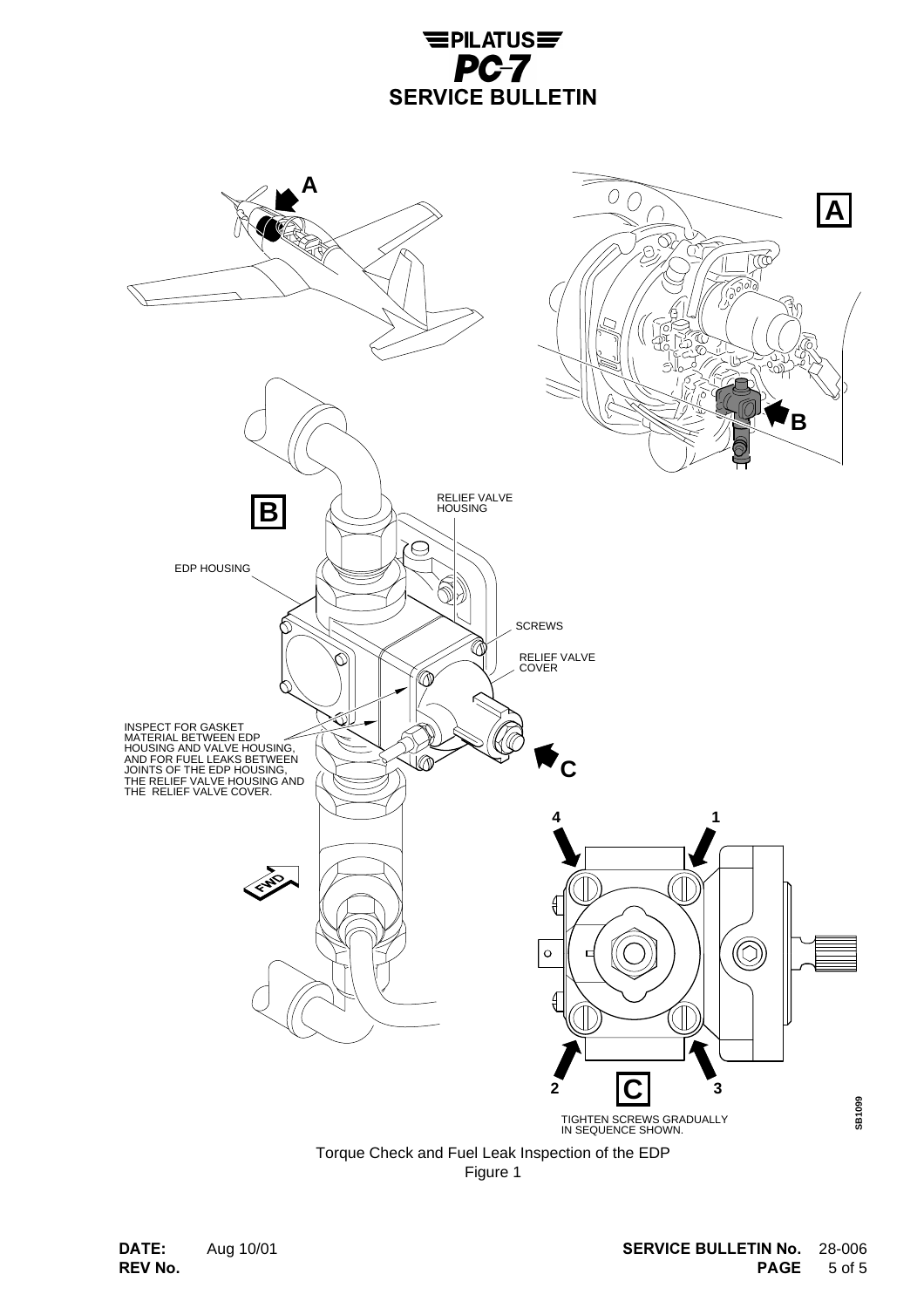RELIEF VALVE HOUSING

EDP HOUSING

SCREWS

RELIEF VALVE COVER

INSPECT FOR GASKET MATERIAL BETWEEN EDP HOUSING AND VALVE HOUSING, AND FOR FUEL LEAKS BETWEEN JOINTS OF THE EDP HOUSING, THE RELIEF VALVE HOUSING AND THE RELIEF VALVE COVER.

FWD

TIGHTEN SCREWS GRADUALLY IN SEQUENCE SHOWN.

SB1099

Torque Check and Fuel Leak Inspection of the EDP
Figure 1